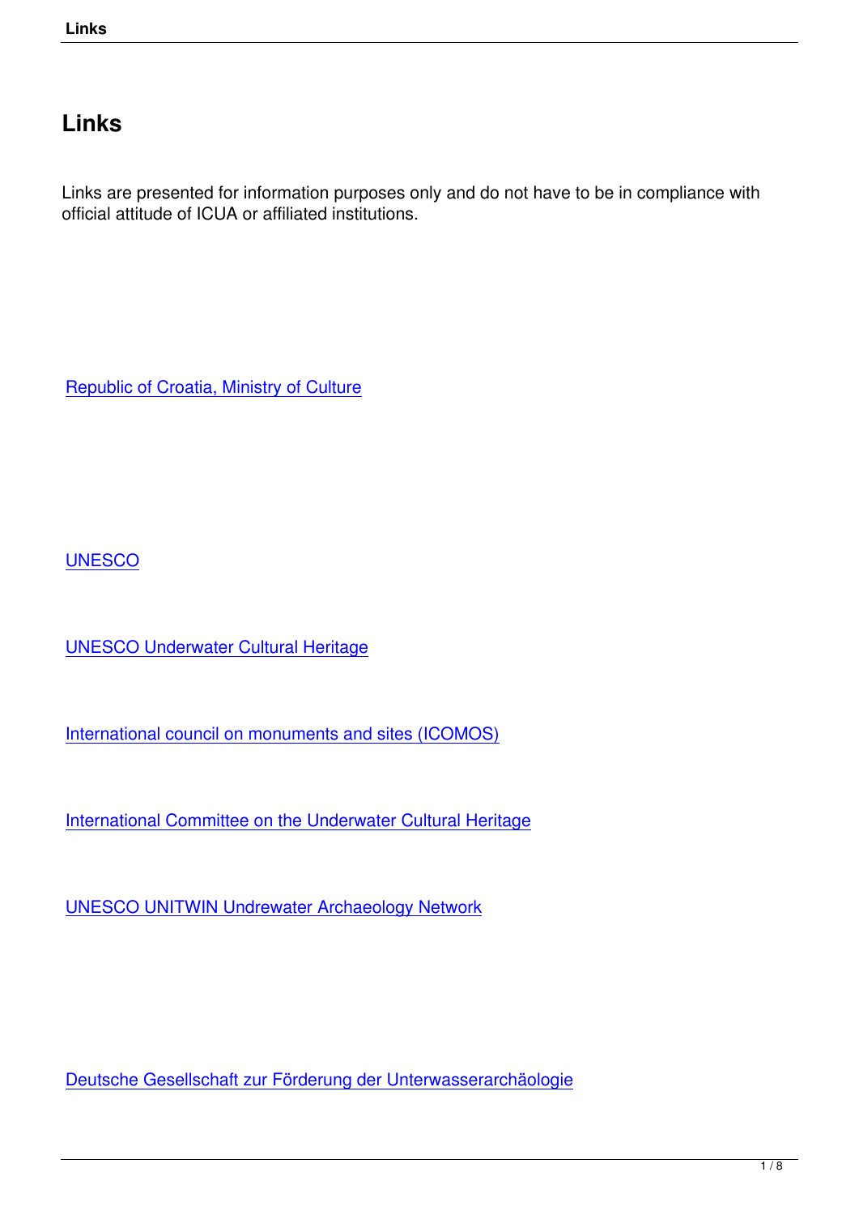# Links

Links are presented for information purposes only and do not have to be in compliance with official attitude of ICUA or affiliated institutions.

Republic of Croatia, Ministry of Culture

UNESCO

UNESCO Underwater Cultural Heritage

International council on monuments and sites (ICOMOS)

International Committee on the Underwater Cultural Heritage

UNESCO UNITWIN Undrewater Archaeology Network

Deutsche Gesellschaft zur Förderung der Unterwasserarchäologie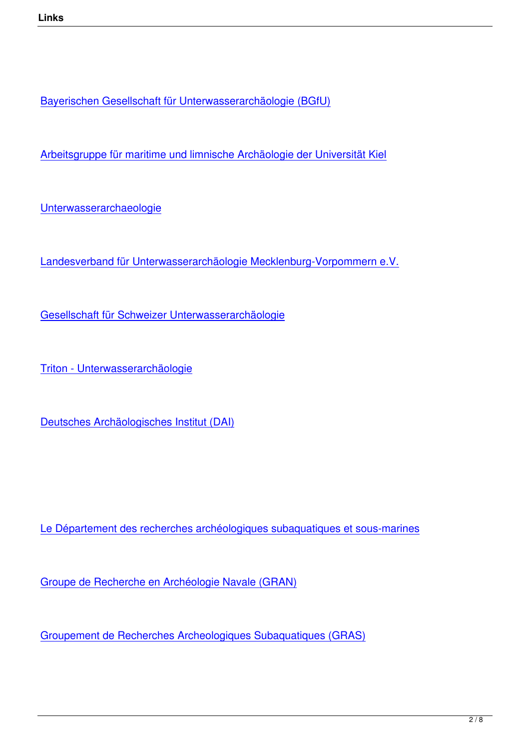Bayerischen Gesellschaft für Unterwasserarchäologie (BGfU)

Arbeitsgruppe für maritime und limnische Archäologie der Universität Kiel

Unterwasserarchaeologie

Landesverband für Unterwasserarchäologie Mecklenburg-Vorpommern e.V.

Gesellschaft für Schweizer Unterwasserarchäologie

Triton - Unterwasserarchäologie

Deutsches Archäologisches Institut (DAI)

Le Département des recherches archéologiques subaquatiques et sous-marines

Groupe de Recherche en Archéologie Navale (GRAN)

Groupement de Recherches Archeologiques Subaquatiques (GRAS)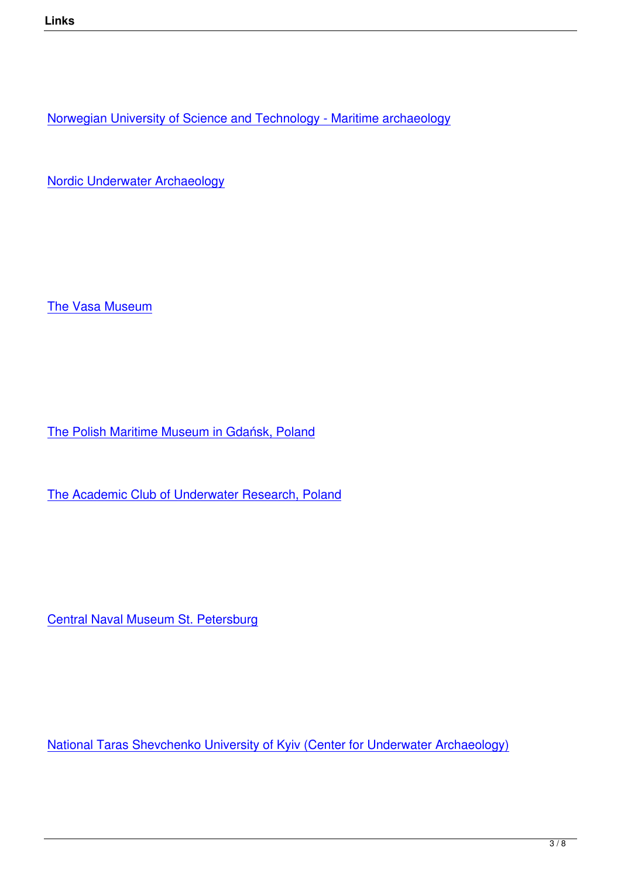Norwegian University of Science and Technology - Maritime archaeology

Nordic Underwater Archaeology

The Vasa Museum

The Polish Maritime Museum in Gdańsk, Poland

The Academic Club of Underwater Research, Poland

Central Naval Museum St. Petersburg

National Taras Shevchenko University of Kyiv (Center for Underwater Archaeology)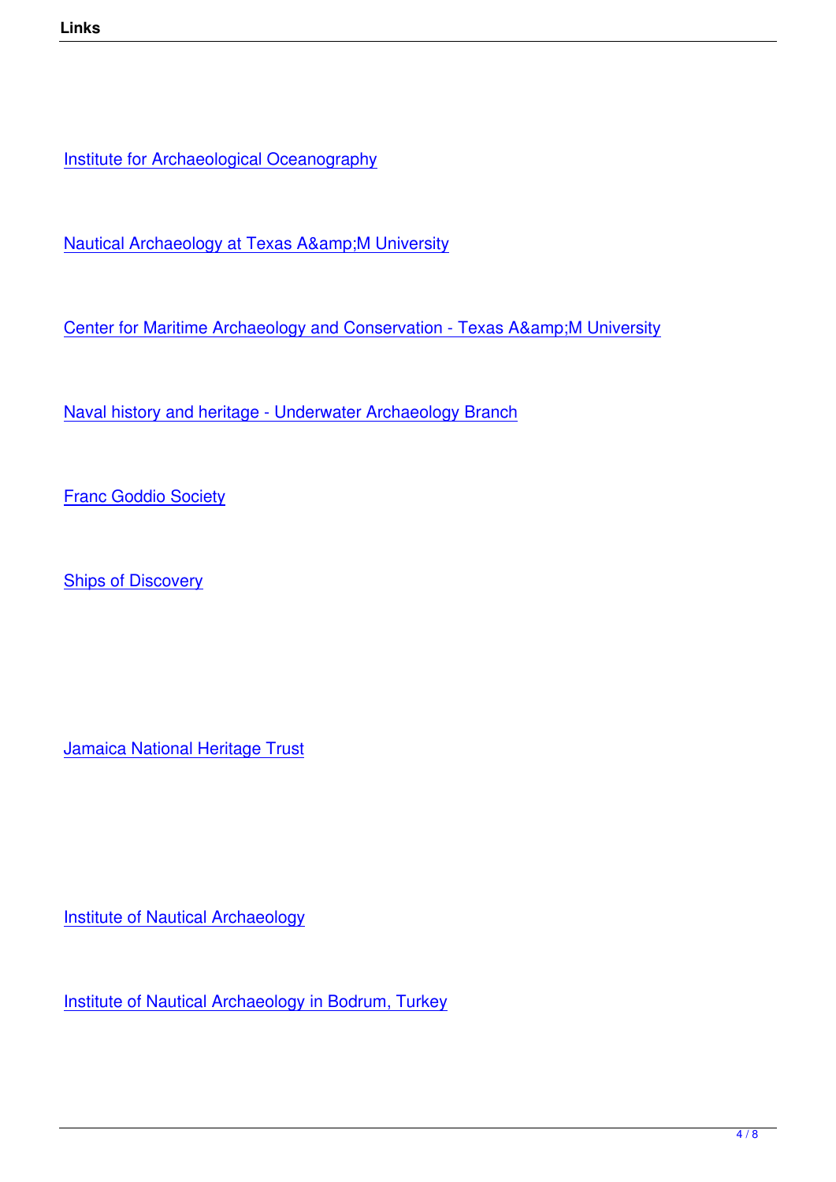Institute for Archaeological Oceanography

Nautical Archaeology at Texas A&amp;M University

Center for Maritime Archaeology and Conservation - Texas A&amp;M University

Naval history and heritage - Underwater Archaeology Branch

Franc Goddio Society

Ships of Discovery

Jamaica National Heritage Trust

Institute of Nautical Archaeology

Institute of Nautical Archaeology in Bodrum, Turkey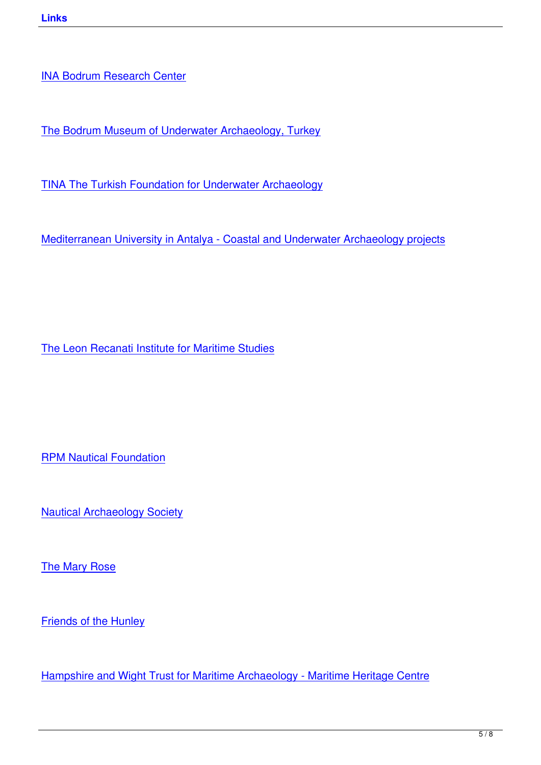INA Bodrum Research Center

The Bodrum Museum of Underwater Archaeology, Turkey

TINA The Turkish Foundation for Underwater Archaeology

Mediterranean University in Antalya - Coastal and Underwater Archaeology projects

The Leon Recanati Institute for Maritime Studies

RPM Nautical Foundation

Nautical Archaeology Society

The Mary Rose

Friends of the Hunley

Hampshire and Wight Trust for Maritime Archaeology - Maritime Heritage Centre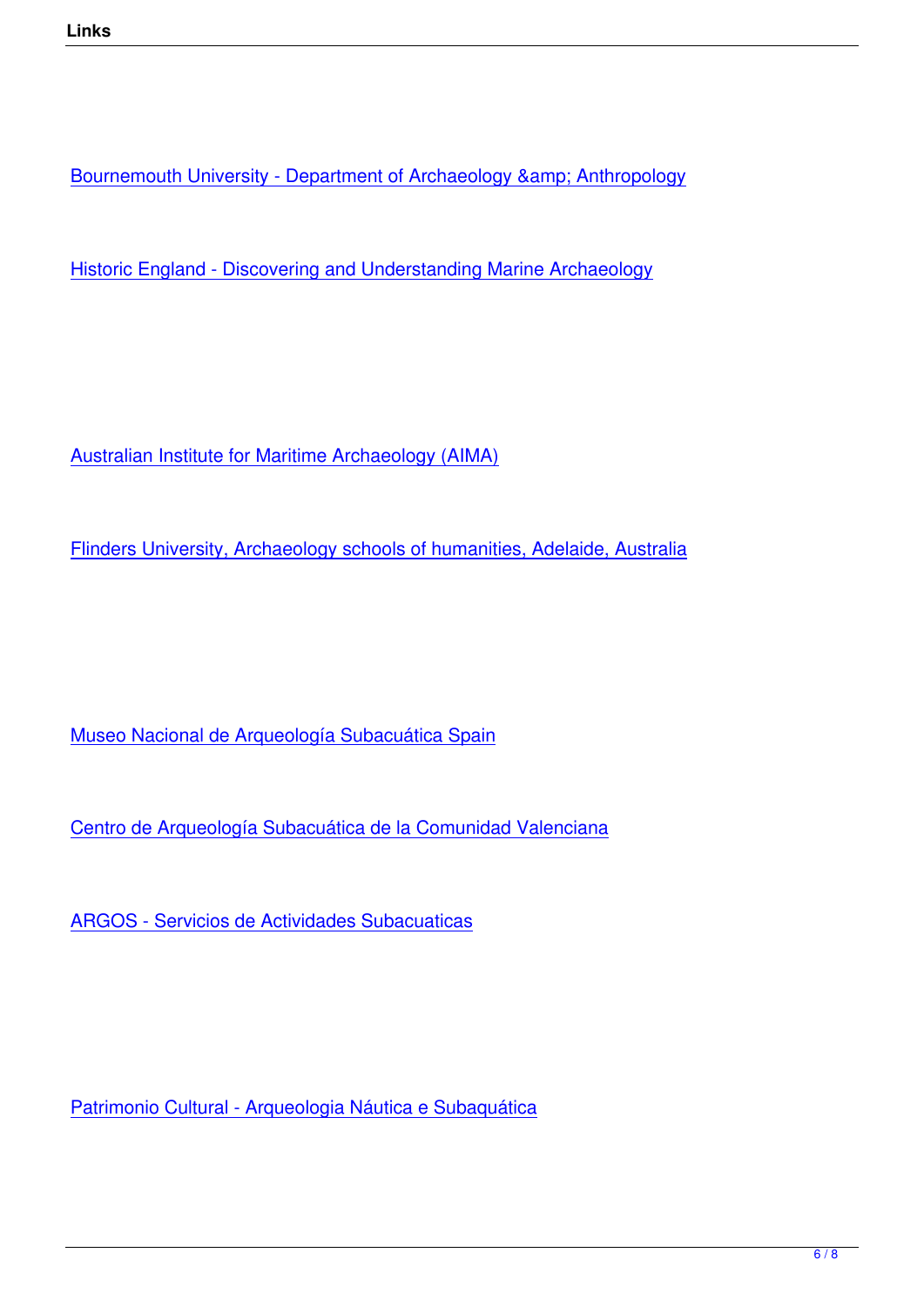Bournemouth University - Department of Archaeology &amp; Anthropology

Historic England - Discovering and Understanding Marine Archaeology

Australian Institute for Maritime Archaeology (AIMA)

Flinders University, Archaeology schools of humanities, Adelaide, Australia

Museo Nacional de Arqueología Subacuática Spain

Centro de Arqueología Subacuática de la Comunidad Valenciana

ARGOS - Servicios de Actividades Subacuaticas

Patrimonio Cultural - Arqueologia Náutica e Subaquática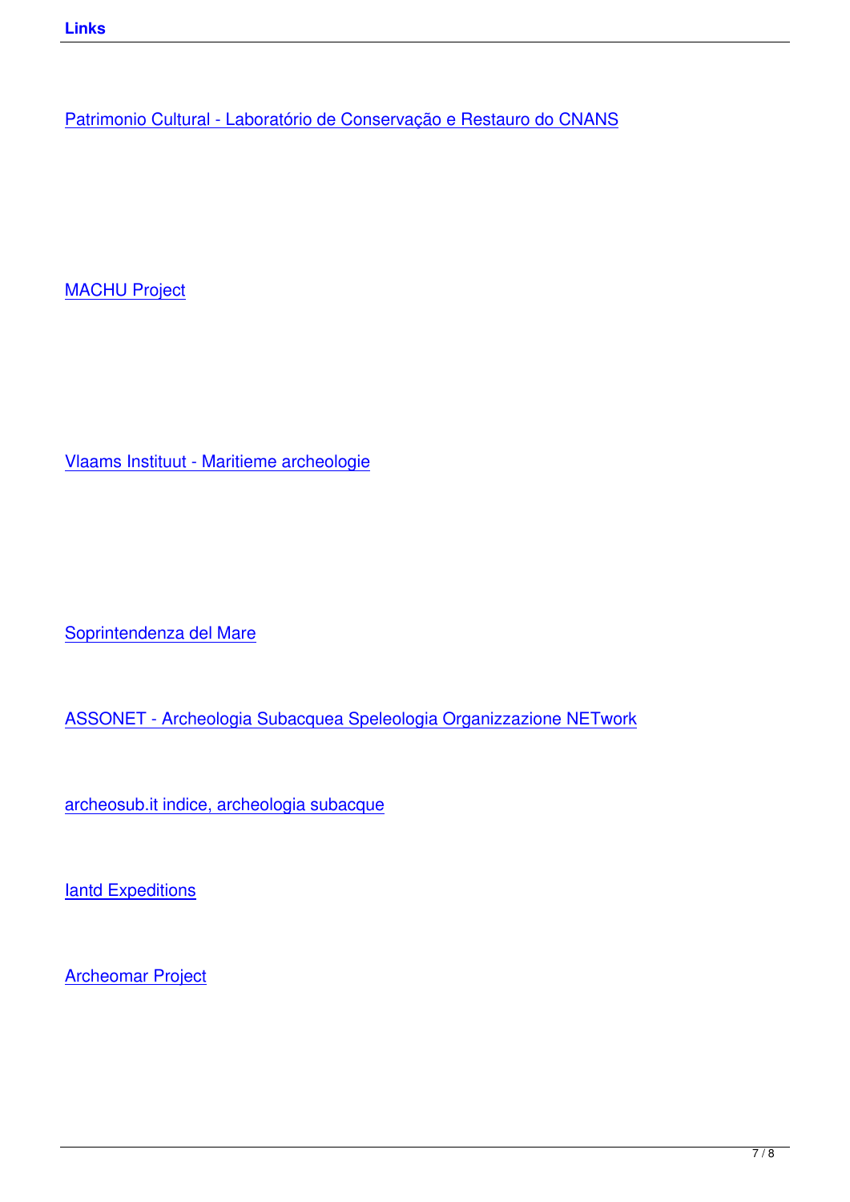Patrimonio Cultural - Laboratório de Conservação e Restauro do CNANS

MACHU Project

Vlaams Instituut - Maritieme archeologie

Soprintendenza del Mare

ASSONET - Archeologia Subacquea Speleologia Organizzazione NETwork

archeosub.it indice, archeologia subacque

Iantd Expeditions

Archeomar Project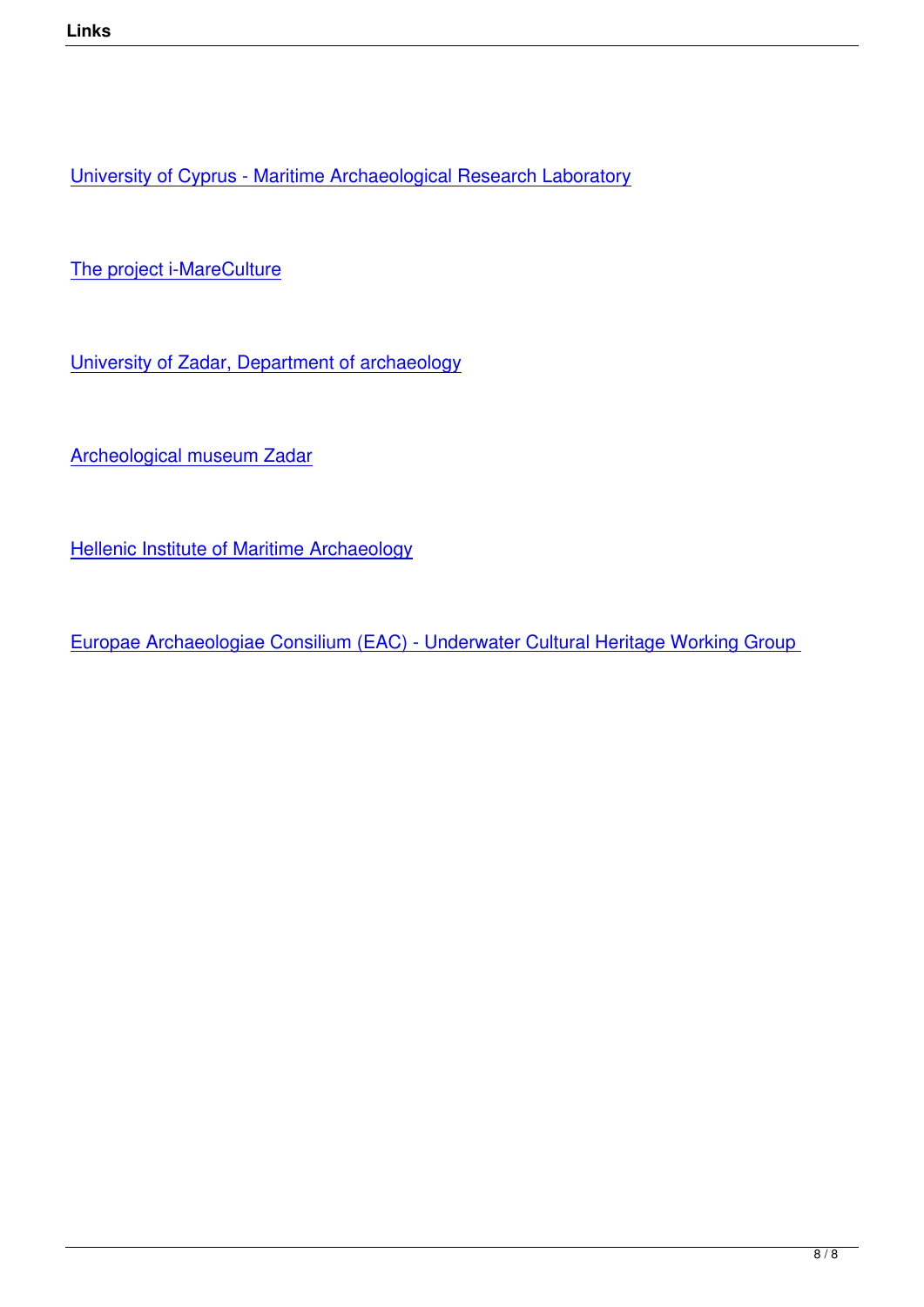University of Cyprus - Maritime Archaeological Research Laboratory

The project i-MareCulture

University of Zadar, Department of archaeology

Archeological museum Zadar

Hellenic Institute of Maritime Archaeology

Europae Archaeologiae Consilium (EAC) - Underwater Cultural Heritage Working Group